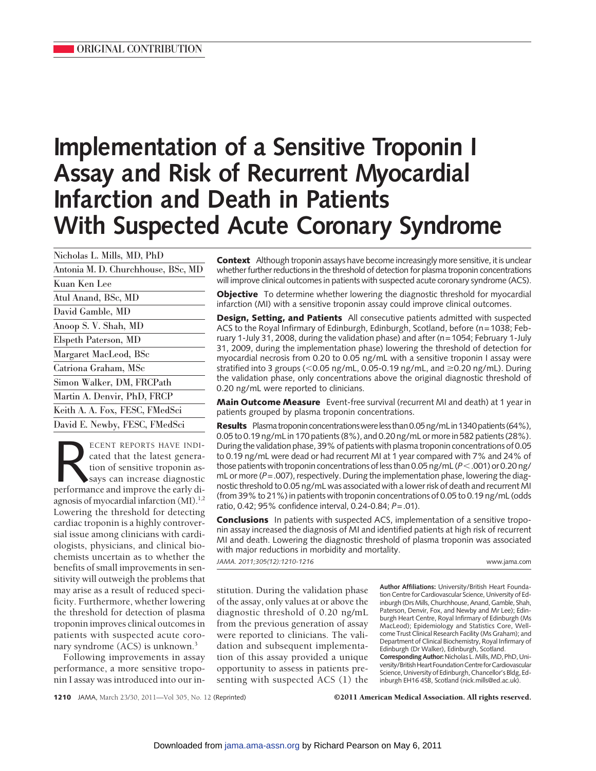ORIGINAL CONTRIBUTION

# Implementation of a Sensitive Troponin I Assay and Risk of Recurrent Myocardial Infarction and Death in Patients With Suspected Acute Coronary Syndrome

Nicholas L. Mills, MD, PhD
Antonia M. D. Churchhouse, BSc, MD
Kuan Ken Lee
Atul Anand, BSc, MD
David Gamble, MD
Anoop S. V. Shah, MD
Elspeth Paterson, MD
Margaret MacLeod, BSc
Catriona Graham, MSc
Simon Walker, DM, FRCPath
Martin A. Denvir, PhD, FRCP
Keith A. A. Fox, FESC, FMedSci
David E. Newby, FESC, FMedSci

**Context** Although troponin assays have become increasingly more sensitive, it is unclear whether further reductions in the threshold of detection for plasma troponin concentrations will improve clinical outcomes in patients with suspected acute coronary syndrome (ACS).

**Objective** To determine whether lowering the diagnostic threshold for myocardial infarction (MI) with a sensitive troponin assay could improve clinical outcomes.

**Design, Setting, and Patients** All consecutive patients admitted with suspected ACS to the Royal Infirmary of Edinburgh, Edinburgh, Scotland, before (n=1038; February 1-July 31, 2008, during the validation phase) and after (n=1054; February 1-July 31, 2009, during the implementation phase) lowering the threshold of detection for myocardial necrosis from 0.20 to 0.05 ng/mL with a sensitive troponin I assay were stratified into 3 groups (<0.05 ng/mL, 0.05-0.19 ng/mL, and ≥0.20 ng/mL). During the validation phase, only concentrations above the original diagnostic threshold of 0.20 ng/mL were reported to clinicians.

**Main Outcome Measure** Event-free survival (recurrent MI and death) at 1 year in patients grouped by plasma troponin concentrations.

**Results** Plasma troponin concentrations were less than 0.05 ng/mL in 1340 patients (64%), 0.05 to 0.19 ng/mL in 170 patients (8%), and 0.20 ng/mL or more in 582 patients (28%). During the validation phase, 39% of patients with plasma troponin concentrations of 0.05 to 0.19 ng/mL were dead or had recurrent MI at 1 year compared with 7% and 24% of those patients with troponin concentrations of less than 0.05 ng/mL ($P<.001$) or 0.20 ng/mL or more ($P=.007$), respectively. During the implementation phase, lowering the diagnostic threshold to 0.05 ng/mL was associated with a lower risk of death and recurrent MI (from 39% to 21%) in patients with troponin concentrations of 0.05 to 0.19 ng/mL (odds ratio, 0.42; 95% confidence interval, 0.24-0.84; $P=.01$).

**Conclusions** In patients with suspected ACS, implementation of a sensitive troponin assay increased the diagnosis of MI and identified patients at high risk of recurrent MI and death. Lowering the diagnostic threshold of plasma troponin was associated with major reductions in morbidity and mortality.

*JAMA. 2011;305(12):1210-1216*

www.jama.com

Recent reports have indicated that the latest generation of sensitive troponin assays can increase diagnostic performance and improve the early diagnosis of myocardial infarction (MI).[1,2] Lowering the threshold for detecting cardiac troponin is a highly controversial issue among clinicians with cardiologists, physicians, and clinical biochemists uncertain as to whether the benefits of small improvements in sensitivity will outweigh the problems that may arise as a result of reduced specificity. Furthermore, whether lowering the threshold for detection of plasma troponin improves clinical outcomes in patients with suspected acute coronary syndrome (ACS) is unknown.[3]

Following improvements in assay performance, a more sensitive troponin I assay was introduced into our institution. During the validation phase of the assay, only values at or above the diagnostic threshold of 0.20 ng/mL from the previous generation of assay were reported to clinicians. The validation and subsequent implementation of this assay provided a unique opportunity to assess in patients presenting with suspected ACS (1) the

**Author Affiliations:** University/British Heart Foundation Centre for Cardiovascular Science, University of Edinburgh (Drs Mills, Churchhouse, Anand, Gamble, Shah, Paterson, Denvir, Fox, and Newby and Mr Lee); Edinburgh Heart Centre, Royal Infirmary of Edinburgh (Ms MacLeod); Epidemiology and Statistics Core, Wellcome Trust Clinical Research Facility (Ms Graham); and Department of Clinical Biochemistry, Royal Infirmary of Edinburgh (Dr Walker), Edinburgh, Scotland.

**Corresponding Author:** Nicholas L. Mills, MD, PhD, University/British Heart Foundation Centre for Cardiovascular Science, University of Edinburgh, Chancellor's Bldg, Edinburgh EH16 4SB, Scotland (nick.mills@ed.ac.uk).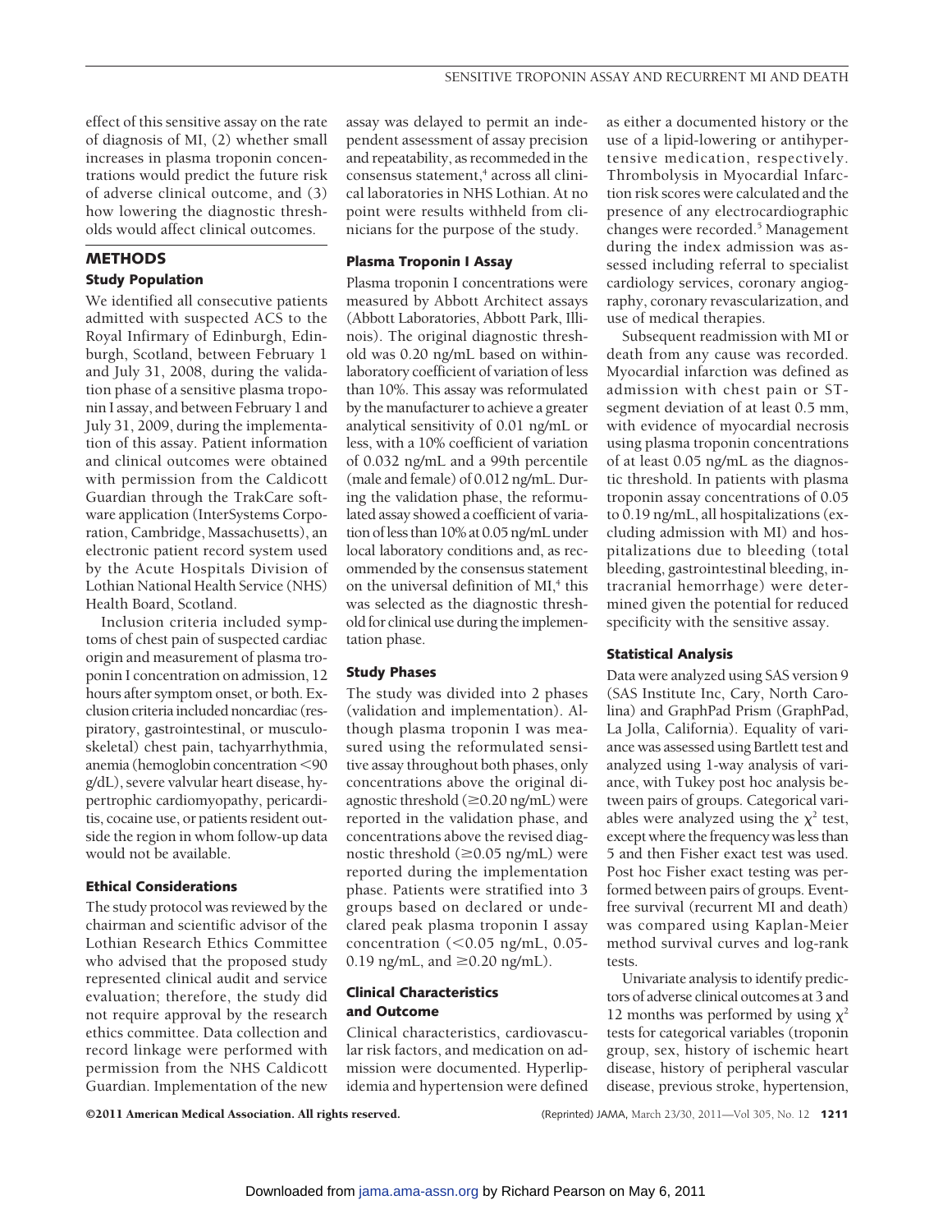effect of this sensitive assay on the rate of diagnosis of MI, (2) whether small increases in plasma troponin concentrations would predict the future risk of adverse clinical outcome, and (3) how lowering the diagnostic thresholds would affect clinical outcomes.

## METHODS

### Study Population

We identified all consecutive patients admitted with suspected ACS to the Royal Infirmary of Edinburgh, Edinburgh, Scotland, between February 1 and July 31, 2008, during the validation phase of a sensitive plasma troponin I assay, and between February 1 and July 31, 2009, during the implementation of this assay. Patient information and clinical outcomes were obtained with permission from the Caldicott Guardian through the TrakCare software application (InterSystems Corporation, Cambridge, Massachusetts), an electronic patient record system used by the Acute Hospitals Division of Lothian National Health Service (NHS) Health Board, Scotland.

Inclusion criteria included symptoms of chest pain of suspected cardiac origin and measurement of plasma troponin I concentration on admission, 12 hours after symptom onset, or both. Exclusion criteria included noncardiac (respiratory, gastrointestinal, or musculoskeletal) chest pain, tachyarrhythmia, anemia (hemoglobin concentration <90 g/dL), severe valvular heart disease, hypertrophic cardiomyopathy, pericarditis, cocaine use, or patients resident outside the region in whom follow-up data would not be available.

### Ethical Considerations

The study protocol was reviewed by the chairman and scientific advisor of the Lothian Research Ethics Committee who advised that the proposed study represented clinical audit and service evaluation; therefore, the study did not require approval by the research ethics committee. Data collection and record linkage were performed with permission from the NHS Caldicott Guardian. Implementation of the new assay was delayed to permit an independent assessment of assay precision and repeatability, as recommeded in the consensus statement,[4] across all clinical laboratories in NHS Lothian. At no point were results withheld from clinicians for the purpose of the study.

### Plasma Troponin I Assay

Plasma troponin I concentrations were measured by Abbott Architect assays (Abbott Laboratories, Abbott Park, Illinois). The original diagnostic threshold was 0.20 ng/mL based on within-laboratory coefficient of variation of less than 10%. This assay was reformulated by the manufacturer to achieve a greater analytical sensitivity of 0.01 ng/mL or less, with a 10% coefficient of variation of 0.032 ng/mL and a 99th percentile (male and female) of 0.012 ng/mL. During the validation phase, the reformulated assay showed a coefficient of variation of less than 10% at 0.05 ng/mL under local laboratory conditions and, as recommended by the consensus statement on the universal definition of MI,[4] this was selected as the diagnostic threshold for clinical use during the implementation phase.

### Study Phases

The study was divided into 2 phases (validation and implementation). Although plasma troponin I was measured using the reformulated sensitive assay throughout both phases, only concentrations above the original diagnostic threshold (≥0.20 ng/mL) were reported in the validation phase, and concentrations above the revised diagnostic threshold (≥0.05 ng/mL) were reported during the implementation phase. Patients were stratified into 3 groups based on declared or undeclared peak plasma troponin I assay concentration (<0.05 ng/mL, 0.05-0.19 ng/mL, and ≥0.20 ng/mL).

### Clinical Characteristics and Outcome

Clinical characteristics, cardiovascular risk factors, and medication on admission were documented. Hyperlipidemia and hypertension were defined as either a documented history or the use of a lipid-lowering or antihypertensive medication, respectively. Thrombolysis in Myocardial Infarction risk scores were calculated and the presence of any electrocardiographic changes were recorded.[5] Management during the index admission was assessed including referral to specialist cardiology services, coronary angiography, coronary revascularization, and use of medical therapies.

Subsequent readmission with MI or death from any cause was recorded. Myocardial infarction was defined as admission with chest pain or ST-segment deviation of at least 0.5 mm, with evidence of myocardial necrosis using plasma troponin concentrations of at least 0.05 ng/mL as the diagnostic threshold. In patients with plasma troponin assay concentrations of 0.05 to 0.19 ng/mL, all hospitalizations (excluding admission with MI) and hospitalizations due to bleeding (total bleeding, gastrointestinal bleeding, intracranial hemorrhage) were determined given the potential for reduced specificity with the sensitive assay.

### Statistical Analysis

Data were analyzed using SAS version 9 (SAS Institute Inc, Cary, North Carolina) and GraphPad Prism (GraphPad, La Jolla, California). Equality of variance was assessed using Bartlett test and analyzed using 1-way analysis of variance, with Tukey post hoc analysis between pairs of groups. Categorical variables were analyzed using the $\chi^2$ test, except where the frequency was less than 5 and then Fisher exact test was used. Post hoc Fisher exact testing was performed between pairs of groups. Event-free survival (recurrent MI and death) was compared using Kaplan-Meier method survival curves and log-rank tests.

Univariate analysis to identify predictors of adverse clinical outcomes at 3 and 12 months was performed by using $\chi^2$ tests for categorical variables (troponin group, sex, history of ischemic heart disease, history of peripheral vascular disease, previous stroke, hypertension,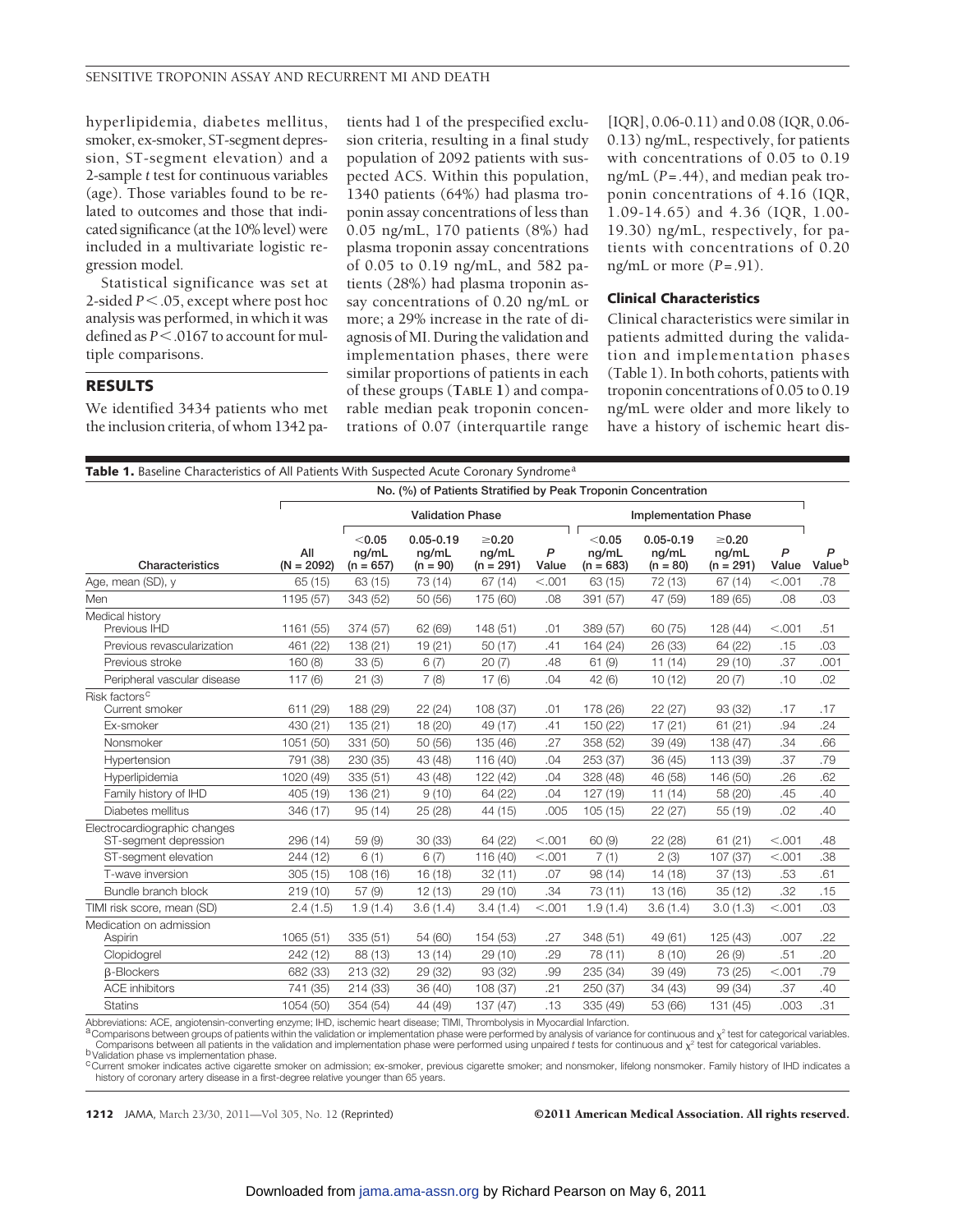hyperlipidemia, diabetes mellitus, smoker, ex-smoker, ST-segment depression, ST-segment elevation) and a 2-sample *t* test for continuous variables (age). Those variables found to be related to outcomes and those that indicated significance (at the 10% level) were included in a multivariate logistic regression model.

Statistical significance was set at 2-sided $P < .05$, except where post hoc analysis was performed, in which it was defined as $P < .0167$ to account for multiple comparisons.

## RESULTS

We identified 3434 patients who met the inclusion criteria, of whom 1342 patients had 1 of the prespecified exclusion criteria, resulting in a final study population of 2092 patients with suspected ACS. Within this population, 1340 patients (64%) had plasma troponin assay concentrations of less than 0.05 ng/mL, 170 patients (8%) had plasma troponin assay concentrations of 0.05 to 0.19 ng/mL, and 582 patients (28%) had plasma troponin assay concentrations of 0.20 ng/mL or more; a 29% increase in the rate of diagnosis of MI. During the validation and implementation phases, there were similar proportions of patients in each of these groups (**TABLE 1**) and comparable median peak troponin concentrations of 0.07 (interquartile range [IQR], 0.06-0.11) and 0.08 (IQR, 0.06-0.13) ng/mL, respectively, for patients with concentrations of 0.05 to 0.19 ng/mL ($P = .44$), and median peak troponin concentrations of 4.16 (IQR, 1.09-14.65) and 4.36 (IQR, 1.00-19.30) ng/mL, respectively, for patients with concentrations of 0.20 ng/mL or more ($P = .91$).

### Clinical Characteristics

Clinical characteristics were similar in patients admitted during the validation and implementation phases (Table 1). In both cohorts, patients with troponin concentrations of 0.05 to 0.19 ng/mL were older and more likely to have a history of ischemic heart dis-

**Table 1.** Baseline Characteristics of All Patients With Suspected Acute Coronary Syndrome[a]

| | No. (%) of Patients Stratified by Peak Troponin Concentration | | | | | | | | | | |
|---|---|---|---|---|---|---|---|---|---|---|---|
| | | Validation Phase | | | | Implementation Phase | | | | | |
| Characteristics | All (N = 2092) | <0.05 ng/mL (n = 657) | 0.05-0.19 ng/mL (n = 90) | ≥0.20 ng/mL (n = 291) | *P* Value | <0.05 ng/mL (n = 683) | 0.05-0.19 ng/mL (n = 80) | ≥0.20 ng/mL (n = 291) | *P* Value | *P* Value[b] |
| Age, mean (SD), y | 65 (15) | 63 (15) | 73 (14) | 67 (14) | <.001 | 63 (15) | 72 (13) | 67 (14) | <.001 | .78 |
| Men | 1195 (57) | 343 (52) | 50 (56) | 175 (60) | .08 | 391 (57) | 47 (59) | 189 (65) | .08 | .03 |
| Medical history | | | | | | | | | | |
| Previous IHD | 1161 (55) | 374 (57) | 62 (69) | 148 (51) | .01 | 389 (57) | 60 (75) | 128 (44) | <.001 | .51 |
| Previous revascularization | 461 (22) | 138 (21) | 19 (21) | 50 (17) | .41 | 164 (24) | 26 (33) | 64 (22) | .15 | .03 |
| Previous stroke | 160 (8) | 33 (5) | 6 (7) | 20 (7) | .48 | 61 (9) | 11 (14) | 29 (10) | .37 | .001 |
| Peripheral vascular disease | 117 (6) | 21 (3) | 7 (8) | 17 (6) | .04 | 42 (6) | 10 (12) | 20 (7) | .10 | .02 |
| Risk factors[c] | | | | | | | | | | |
| Current smoker | 611 (29) | 188 (29) | 22 (24) | 108 (37) | .01 | 178 (26) | 22 (27) | 93 (32) | .17 | .17 |
| Ex-smoker | 430 (21) | 135 (21) | 18 (20) | 49 (17) | .41 | 150 (22) | 17 (21) | 61 (21) | .94 | .24 |
| Nonsmoker | 1051 (50) | 331 (50) | 50 (56) | 135 (46) | .27 | 358 (52) | 39 (49) | 138 (47) | .34 | .66 |
| Hypertension | 791 (38) | 230 (35) | 43 (48) | 116 (40) | .04 | 253 (37) | 36 (45) | 113 (39) | .37 | .79 |
| Hyperlipidemia | 1020 (49) | 335 (51) | 43 (48) | 122 (42) | .04 | 328 (48) | 46 (58) | 146 (50) | .26 | .62 |
| Family history of IHD | 405 (19) | 136 (21) | 9 (10) | 64 (22) | .04 | 127 (19) | 11 (14) | 58 (20) | .45 | .40 |
| Diabetes mellitus | 346 (17) | 95 (14) | 25 (28) | 44 (15) | .005 | 105 (15) | 22 (27) | 55 (19) | .02 | .40 |
| Electrocardiographic changes | | | | | | | | | | |
| ST-segment depression | 296 (14) | 59 (9) | 30 (33) | 64 (22) | <.001 | 60 (9) | 22 (28) | 61 (21) | <.001 | .48 |
| ST-segment elevation | 244 (12) | 6 (1) | 6 (7) | 116 (40) | <.001 | 7 (1) | 2 (3) | 107 (37) | <.001 | .38 |
| T-wave inversion | 305 (15) | 108 (16) | 16 (18) | 32 (11) | .07 | 98 (14) | 14 (18) | 37 (13) | .53 | .61 |
| Bundle branch block | 219 (10) | 57 (9) | 12 (13) | 29 (10) | .34 | 73 (11) | 13 (16) | 35 (12) | .32 | .15 |
| TIMI risk score, mean (SD) | 2.4 (1.5) | 1.9 (1.4) | 3.6 (1.4) | 3.4 (1.4) | <.001 | 1.9 (1.4) | 3.6 (1.4) | 3.0 (1.3) | <.001 | .03 |
| Medication on admission | | | | | | | | | | |
| Aspirin | 1065 (51) | 335 (51) | 54 (60) | 154 (53) | .27 | 348 (51) | 49 (61) | 125 (43) | .007 | .22 |
| Clopidogrel | 242 (12) | 88 (13) | 13 (14) | 29 (10) | .29 | 78 (11) | 8 (10) | 26 (9) | .51 | .20 |
| β-Blockers | 682 (33) | 213 (32) | 29 (32) | 93 (32) | .99 | 235 (34) | 39 (49) | 73 (25) | <.001 | .79 |
| ACE inhibitors | 741 (35) | 214 (33) | 36 (40) | 108 (37) | .21 | 250 (37) | 34 (43) | 99 (34) | .37 | .40 |
| Statins | 1054 (50) | 354 (54) | 44 (49) | 137 (47) | .13 | 335 (49) | 53 (66) | 131 (45) | .003 | .31 |

Abbreviations: ACE, angiotensin-converting enzyme; IHD, ischemic heart disease; TIMI, Thrombolysis in Myocardial Infarction.
[a] Comparisons between groups of patients within the validation or implementation phase were performed by analysis of variance for continuous and $\chi^2$ test for categorical variables. Comparisons between all patients in the validation and implementation phase were performed using unpaired *t* tests for continuous and $\chi^2$ test for categorical variables.
[b] Validation phase vs implementation phase.
[c] Current smoker indicates active cigarette smoker on admission; ex-smoker, previous cigarette smoker; and nonsmoker, lifelong nonsmoker. Family history of IHD indicates a history of coronary artery disease in a first-degree relative younger than 65 years.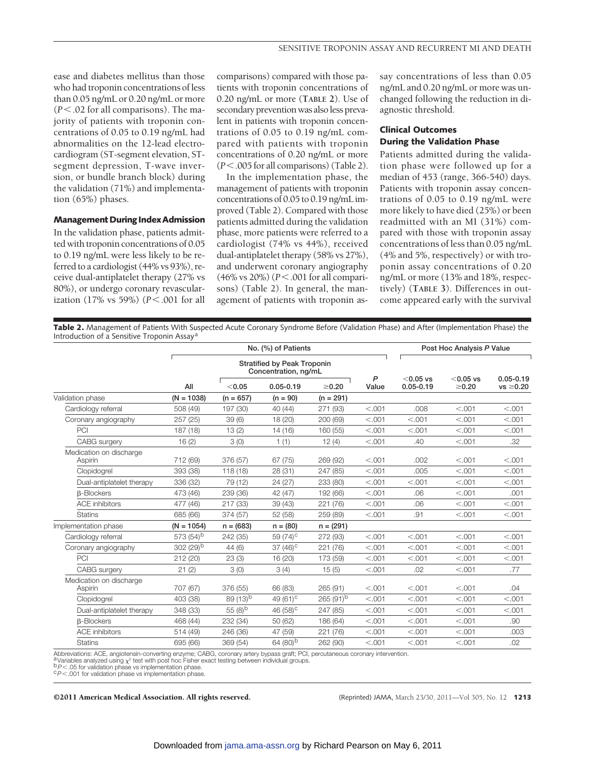ease and diabetes mellitus than those who had troponin concentrations of less than 0.05 ng/mL or 0.20 ng/mL or more ($P<.02$ for all comparisons). The majority of patients with troponin concentrations of 0.05 to 0.19 ng/mL had abnormalities on the 12-lead electrocardiogram (ST-segment elevation, ST-segment depression, T-wave inversion, or bundle branch block) during the validation (71%) and implementation (65%) phases.

### Management During Index Admission

In the validation phase, patients admitted with troponin concentrations of 0.05 to 0.19 ng/mL were less likely to be referred to a cardiologist (44% vs 93%), receive dual-antiplatelet therapy (27% vs 80%), or undergo coronary revascularization (17% vs 59%) ($P<.001$ for all comparisons) compared with those patients with troponin concentrations of 0.20 ng/mL or more (**TABLE 2**). Use of secondary prevention was also less prevalent in patients with troponin concentrations of 0.05 to 0.19 ng/mL compared with patients with troponin concentrations of 0.20 ng/mL or more ($P<.005$ for all comparisons) (Table 2).

In the implementation phase, the management of patients with troponin concentrations of 0.05 to 0.19 ng/mL improved (Table 2). Compared with those patients admitted during the validation phase, more patients were referred to a cardiologist (74% vs 44%), received dual-antiplatelet therapy (58% vs 27%), and underwent coronary angiography (46% vs 20%) ($P<.001$ for all comparisons) (Table 2). In general, the management of patients with troponin assay concentrations of less than 0.05 ng/mL and 0.20 ng/mL or more was unchanged following the reduction in diagnostic threshold.

### Clinical Outcomes During the Validation Phase

Patients admitted during the validation phase were followed up for a median of 453 (range, 366-540) days. Patients with troponin assay concentrations of 0.05 to 0.19 ng/mL were more likely to have died (25%) or been readmitted with an MI (31%) compared with those with troponin assay concentrations of less than 0.05 ng/mL (4% and 5%, respectively) or with troponin assay concentrations of 0.20 ng/mL or more (13% and 18%, respectively) (**TABLE 3**). Differences in outcome appeared early with the survival

**Table 2.** Management of Patients With Suspected Acute Coronary Syndrome Before (Validation Phase) and After (Implementation Phase) the Introduction of a Sensitive Troponin Assay[a]

| | No. (%) of Patients | | | | | Post Hoc Analysis *P* Value | | |
|---|---|---|---|---|---|---|---|---|
| | | Stratified by Peak Troponin Concentration, ng/mL | | | | | | |
| | All | <0.05 | 0.05-0.19 | ≥0.20 | *P* Value | <0.05 vs 0.05-0.19 | <0.05 vs ≥0.20 | 0.05-0.19 vs ≥0.20 |
| Validation phase | (N = 1038) | (n = 657) | (n = 90) | (n = 291) | | | | |
| Cardiology referral | 508 (49) | 197 (30) | 40 (44) | 271 (93) | <.001 | .008 | <.001 | <.001 |
| Coronary angiography | 257 (25) | 39 (6) | 18 (20) | 200 (69) | <.001 | <.001 | <.001 | <.001 |
| PCI | 187 (18) | 13 (2) | 14 (16) | 160 (55) | <.001 | <.001 | <.001 | <.001 |
| CABG surgery | 16 (2) | 3 (0) | 1 (1) | 12 (4) | <.001 | .40 | <.001 | .32 |
| Medication on discharge Aspirin | 712 (69) | 376 (57) | 67 (75) | 269 (92) | <.001 | .002 | <.001 | <.001 |
| Clopidogrel | 393 (38) | 118 (18) | 28 (31) | 247 (85) | <.001 | .005 | <.001 | <.001 |
| Dual-antiplatelet therapy | 336 (32) | 79 (12) | 24 (27) | 233 (80) | <.001 | <.001 | <.001 | <.001 |
| β-Blockers | 473 (46) | 239 (36) | 42 (47) | 192 (66) | <.001 | .06 | <.001 | .001 |
| ACE inhibitors | 477 (46) | 217 (33) | 39 (43) | 221 (76) | <.001 | .06 | <.001 | <.001 |
| Statins | 685 (66) | 374 (57) | 52 (58) | 259 (89) | <.001 | .91 | <.001 | <.001 |
| Implementation phase | (N = 1054) | n = (683) | n = (80) | n = (291) | | | | |
| Cardiology referral | 573 (54)[b] | 242 (35) | 59 (74)[c] | 272 (93) | <.001 | <.001 | <.001 | <.001 |
| Coronary angiography | 302 (29)[b] | 44 (6) | 37 (46)[c] | 221 (76) | <.001 | <.001 | <.001 | <.001 |
| PCI | 212 (20) | 23 (3) | 16 (20) | 173 (59) | <.001 | <.001 | <.001 | <.001 |
| CABG surgery | 21 (2) | 3 (0) | 3 (4) | 15 (5) | <.001 | .02 | <.001 | .77 |
| Medication on discharge Aspirin | 707 (67) | 376 (55) | 66 (83) | 265 (91) | <.001 | <.001 | <.001 | .04 |
| Clopidogrel | 403 (38) | 89 (13)[b] | 49 (61)[c] | 265 (91)[b] | <.001 | <.001 | <.001 | <.001 |
| Dual-antiplatelet therapy | 348 (33) | 55 (8)[b] | 46 (58)[c] | 247 (85) | <.001 | <.001 | <.001 | <.001 |
| β-Blockers | 468 (44) | 232 (34) | 50 (62) | 186 (64) | <.001 | <.001 | <.001 | .90 |
| ACE inhibitors | 514 (49) | 246 (36) | 47 (59) | 221 (76) | <.001 | <.001 | <.001 | .003 |
| Statins | 695 (66) | 369 (54) | 64 (80)[b] | 262 (90) | <.001 | <.001 | <.001 | .02 |

Abbreviations: ACE, angiotensin-converting enzyme; CABG, coronary artery bypass graft; PCI, percutaneous coronary intervention.
[a] Variables analyzed using $\chi^2$ test with post hoc Fisher exact testing between individual groups.
[b] $P<.05$ for validation phase vs implementation phase.
[c] $P<.001$ for validation phase vs implementation phase.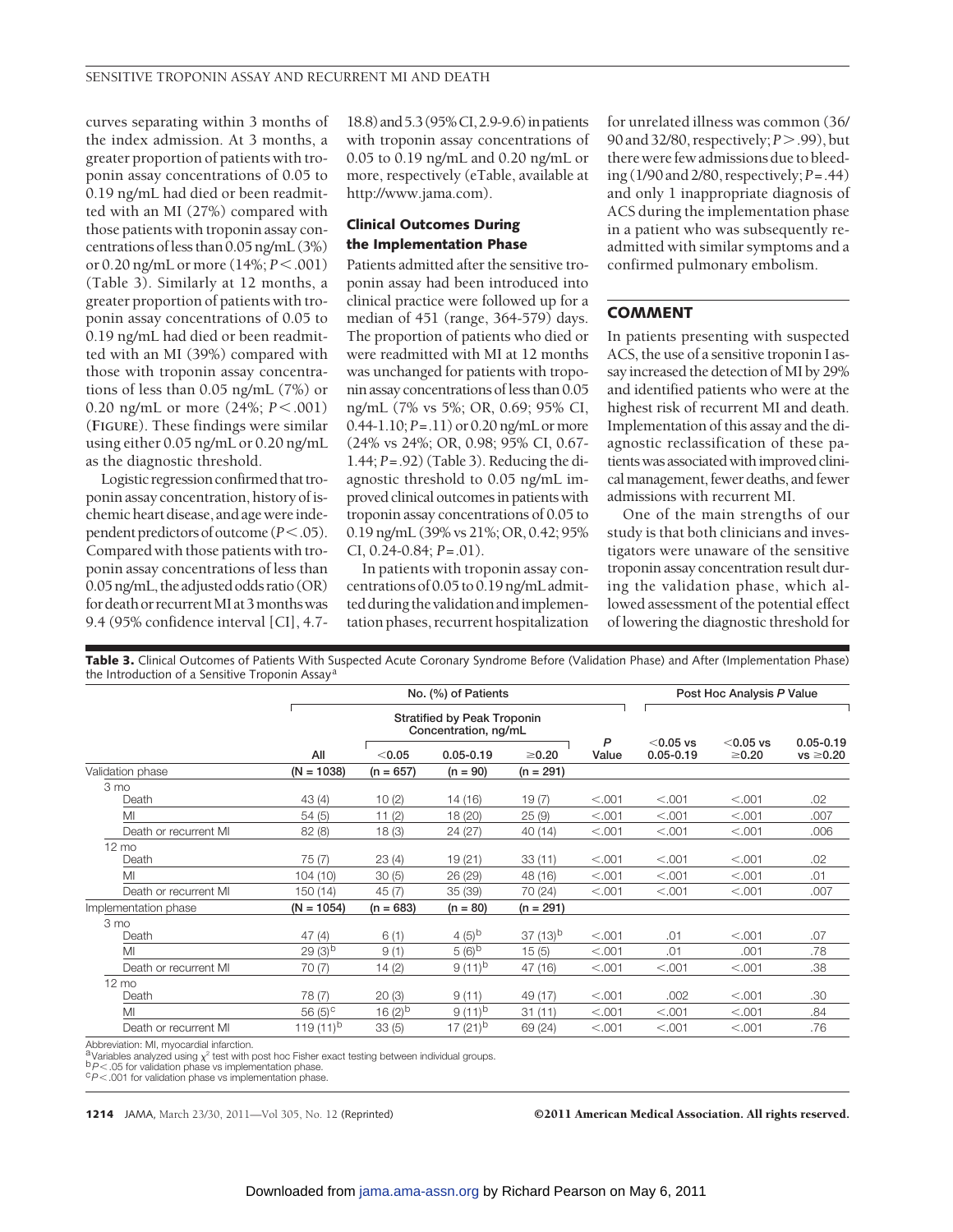curves separating within 3 months of the index admission. At 3 months, a greater proportion of patients with troponin assay concentrations of 0.05 to 0.19 ng/mL had died or been readmitted with an MI (27%) compared with those patients with troponin assay concentrations of less than 0.05 ng/mL (3%) or 0.20 ng/mL or more (14%; $P<.001$) (Table 3). Similarly at 12 months, a greater proportion of patients with troponin assay concentrations of 0.05 to 0.19 ng/mL had died or been readmitted with an MI (39%) compared with those with troponin assay concentrations of less than 0.05 ng/mL (7%) or 0.20 ng/mL or more (24%; $P<.001$) (**FIGURE**). These findings were similar using either 0.05 ng/mL or 0.20 ng/mL as the diagnostic threshold.

Logistic regression confirmed that troponin assay concentration, history of ischemic heart disease, and age were independent predictors of outcome ($P<.05$). Compared with those patients with troponin assay concentrations of less than 0.05 ng/mL, the adjusted odds ratio (OR) for death or recurrent MI at 3 months was 9.4 (95% confidence interval [CI], 4.7-18.8) and 5.3 (95% CI, 2.9-9.6) in patients with troponin assay concentrations of 0.05 to 0.19 ng/mL and 0.20 ng/mL or more, respectively (eTable, available at http://www.jama.com).

### Clinical Outcomes During the Implementation Phase

Patients admitted after the sensitive troponin assay had been introduced into clinical practice were followed up for a median of 451 (range, 364-579) days. The proportion of patients who died or were readmitted with MI at 12 months was unchanged for patients with troponin assay concentrations of less than 0.05 ng/mL (7% vs 5%; OR, 0.69; 95% CI, 0.44-1.10; $P=.11$) or 0.20 ng/mL or more (24% vs 24%; OR, 0.98; 95% CI, 0.67-1.44; $P=.92$) (Table 3). Reducing the diagnostic threshold to 0.05 ng/mL improved clinical outcomes in patients with troponin assay concentrations of 0.05 to 0.19 ng/mL (39% vs 21%; OR, 0.42; 95% CI, 0.24-0.84; $P=.01$).

In patients with troponin assay concentrations of 0.05 to 0.19 ng/mL admitted during the validation and implementation phases, recurrent hospitalization for unrelated illness was common (36/90 and 32/80, respectively; $P>.99$), but there were few admissions due to bleeding (1/90 and 2/80, respectively; $P=.44$) and only 1 inappropriate diagnosis of ACS during the implementation phase in a patient who was subsequently readmitted with similar symptoms and a confirmed pulmonary embolism.

## COMMENT

In patients presenting with suspected ACS, the use of a sensitive troponin I assay increased the detection of MI by 29% and identified patients who were at the highest risk of recurrent MI and death. Implementation of this assay and the diagnostic reclassification of these patients was associated with improved clinical management, fewer deaths, and fewer admissions with recurrent MI.

One of the main strengths of our study is that both clinicians and investigators were unaware of the sensitive troponin assay concentration result during the validation phase, which allowed assessment of the potential effect of lowering the diagnostic threshold for

**Table 3.** Clinical Outcomes of Patients With Suspected Acute Coronary Syndrome Before (Validation Phase) and After (Implementation Phase) the Introduction of a Sensitive Troponin Assay[a]

| | No. (%) of Patients | | | | | Post Hoc Analysis P Value | | |
|---|---|---|---|---|---|---|---|---|
| | | Stratified by Peak Troponin Concentration, ng/mL | | | | | | |
| | All | <0.05 | 0.05-0.19 | ≥0.20 | P Value | <0.05 vs 0.05-0.19 | <0.05 vs ≥0.20 | 0.05-0.19 vs ≥0.20 |
| Validation phase | (N = 1038) | (n = 657) | (n = 90) | (n = 291) | | | | |
| 3 mo | | | | | | | | |
| Death | 43 (4) | 10 (2) | 14 (16) | 19 (7) | <.001 | <.001 | <.001 | .02 |
| MI | 54 (5) | 11 (2) | 18 (20) | 25 (9) | <.001 | <.001 | <.001 | .007 |
| Death or recurrent MI | 82 (8) | 18 (3) | 24 (27) | 40 (14) | <.001 | <.001 | <.001 | .006 |
| 12 mo | | | | | | | | |
| Death | 75 (7) | 23 (4) | 19 (21) | 33 (11) | <.001 | <.001 | <.001 | .02 |
| MI | 104 (10) | 30 (5) | 26 (29) | 48 (16) | <.001 | <.001 | <.001 | .01 |
| Death or recurrent MI | 150 (14) | 45 (7) | 35 (39) | 70 (24) | <.001 | <.001 | <.001 | .007 |
| Implementation phase | (N = 1054) | (n = 683) | (n = 80) | (n = 291) | | | | |
| 3 mo | | | | | | | | |
| Death | 47 (4) | 6 (1) | 4 (5)[b] | 37 (13)[b] | <.001 | .01 | <.001 | .07 |
| MI | 29 (3)[b] | 9 (1) | 5 (6)[b] | 15 (5) | <.001 | .01 | .001 | .78 |
| Death or recurrent MI | 70 (7) | 14 (2) | 9 (11)[b] | 47 (16) | <.001 | <.001 | <.001 | .38 |
| 12 mo | | | | | | | | |
| Death | 78 (7) | 20 (3) | 9 (11) | 49 (17) | <.001 | .002 | <.001 | .30 |
| MI | 56 (5)[c] | 16 (2)[b] | 9 (11)[b] | 31 (11) | <.001 | <.001 | <.001 | .84 |
| Death or recurrent MI | 119 (11)[b] | 33 (5) | 17 (21)[b] | 69 (24) | <.001 | <.001 | <.001 | .76 |

Abbreviation: MI, myocardial infarction.
[a]Variables analyzed using $\chi^2$ test with post hoc Fisher exact testing between individual groups.
[b]$P<.05$ for validation phase vs implementation phase.
[c]$P<.001$ for validation phase vs implementation phase.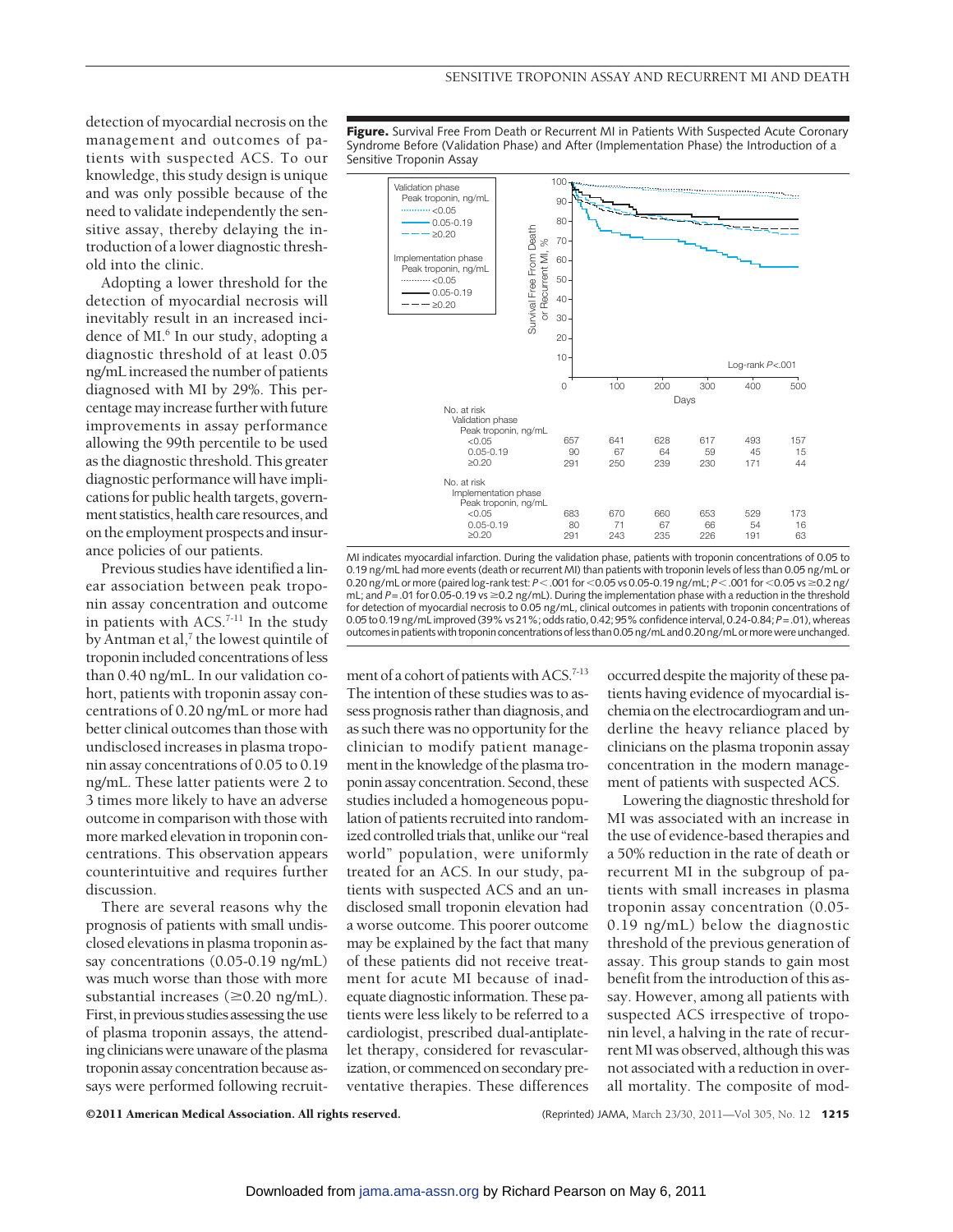detection of myocardial necrosis on the management and outcomes of patients with suspected ACS. To our knowledge, this study design is unique and was only possible because of the need to validate independently the sensitive assay, thereby delaying the introduction of a lower diagnostic threshold into the clinic.

Adopting a lower threshold for the detection of myocardial necrosis will inevitably result in an increased incidence of MI.[6] In our study, adopting a diagnostic threshold of at least 0.05 ng/mL increased the number of patients diagnosed with MI by 29%. This percentage may increase further with future improvements in assay performance allowing the 99th percentile to be used as the diagnostic threshold. This greater diagnostic performance will have implications for public health targets, government statistics, health care resources, and on the employment prospects and insurance policies of our patients.

Previous studies have identified a linear association between peak troponin assay concentration and outcome in patients with ACS.[7-11] In the study by Antman et al,[7] the lowest quintile of troponin included concentrations of less than 0.40 ng/mL. In our validation cohort, patients with troponin assay concentrations of 0.20 ng/mL or more had better clinical outcomes than those with undisclosed increases in plasma troponin assay concentrations of 0.05 to 0.19 ng/mL. These latter patients were 2 to 3 times more likely to have an adverse outcome in comparison with those with more marked elevation in troponin concentrations. This observation appears counterintuitive and requires further discussion.

There are several reasons why the prognosis of patients with small undisclosed elevations in plasma troponin assay concentrations (0.05-0.19 ng/mL) was much worse than those with more substantial increases (≥0.20 ng/mL). First, in previous studies assessing the use of plasma troponin assays, the attending clinicians were unaware of the plasma troponin assay concentration because assays were performed following recruitment of a cohort of patients with ACS.[7-13] The intention of these studies was to assess prognosis rather than diagnosis, and as such there was no opportunity for the clinician to modify patient management in the knowledge of the plasma troponin assay concentration. Second, these studies included a homogeneous population of patients recruited into randomized controlled trials that, unlike our "real world" population, were uniformly treated for an ACS. In our study, patients with suspected ACS and an undisclosed small troponin elevation had a worse outcome. This poorer outcome may be explained by the fact that many of these patients did not receive treatment for acute MI because of inadequate diagnostic information. These patients were less likely to be referred to a cardiologist, prescribed dual-antiplatelet therapy, considered for revascularization, or commenced on secondary preventative therapies. These differences occurred despite the majority of these patients having evidence of myocardial ischemia on the electrocardiogram and underline the heavy reliance placed by clinicians on the plasma troponin assay concentration in the modern management of patients with suspected ACS.

Lowering the diagnostic threshold for MI was associated with an increase in the use of evidence-based therapies and a 50% reduction in the rate of death or recurrent MI in the subgroup of patients with small increases in plasma troponin assay concentration (0.05-0.19 ng/mL) below the diagnostic threshold of the previous generation of assay. This group stands to gain most benefit from the introduction of this assay. However, among all patients with suspected ACS irrespective of troponin level, a halving in the rate of recurrent MI was observed, although this was not associated with a reduction in overall mortality. The composite of mod-

**Figure.** Survival Free From Death or Recurrent MI in Patients With Suspected Acute Coronary Syndrome Before (Validation Phase) and After (Implementation Phase) the Introduction of a Sensitive Troponin Assay

| No. at risk, Peak troponin, ng/mL | 0 | 100 | 200 | 300 | 400 | 500 |
|---|---|---|---|---|---|---|
| **Validation phase** | | | | | | |
| <0.05 | 657 | 641 | 628 | 617 | 493 | 157 |
| 0.05-0.19 | 90 | 67 | 64 | 59 | 45 | 15 |
| ≥0.20 | 291 | 250 | 239 | 230 | 171 | 44 |
| **Implementation phase** | | | | | | |
| <0.05 | 683 | 670 | 660 | 653 | 529 | 173 |
| 0.05-0.19 | 80 | 71 | 67 | 66 | 54 | 16 |
| ≥0.20 | 291 | 243 | 235 | 226 | 191 | 63 |

MI indicates myocardial infarction. During the validation phase, patients with troponin concentrations of 0.05 to 0.19 ng/mL had more events (death or recurrent MI) than patients with troponin levels of less than 0.05 ng/mL or 0.20 ng/mL or more (paired log-rank test: $P<.001$ for <0.05 vs 0.05-0.19 ng/mL; $P<.001$ for <0.05 vs ≥0.2 ng/mL; and $P=.01$ for 0.05-0.19 vs ≥0.2 ng/mL). During the implementation phase with a reduction in the threshold for detection of myocardial necrosis to 0.05 ng/mL, clinical outcomes in patients with troponin concentrations of 0.05 to 0.19 ng/mL improved (39% vs 21%; odds ratio, 0.42; 95% confidence interval, 0.24-0.84; $P=.01$), whereas outcomes in patients with troponin concentrations of less than 0.05 ng/mL and 0.20 ng/mL or more were unchanged.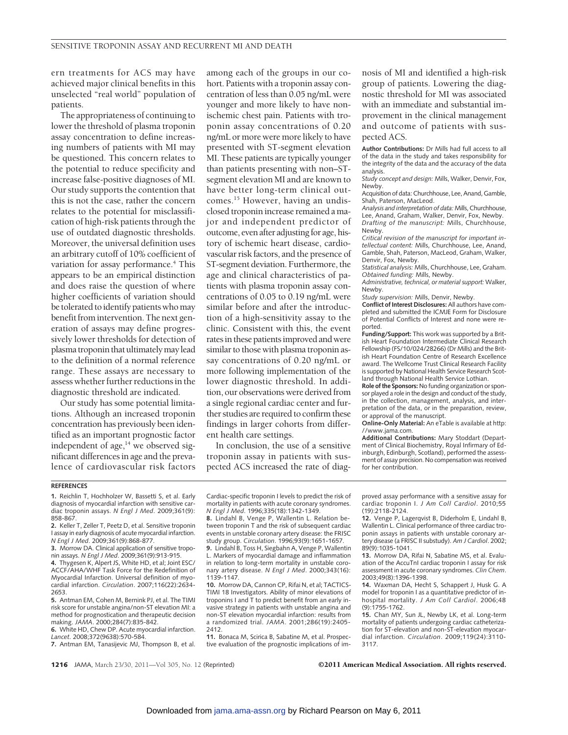ern treatments for ACS may have achieved major clinical benefits in this unselected "real world" population of patients.

The appropriateness of continuing to lower the threshold of plasma troponin assay concentration to define increasing numbers of patients with MI may be questioned. This concern relates to the potential to reduce specificity and increase false-positive diagnoses of MI. Our study supports the contention that this is not the case, rather the concern relates to the potential for misclassification of high-risk patients through the use of outdated diagnostic thresholds. Moreover, the universal definition uses an arbitrary cutoff of 10% coefficient of variation for assay performance.[4] This appears to be an empirical distinction and does raise the question of where higher coefficients of variation should be tolerated to identify patients who may benefit from intervention. The next generation of assays may define progressively lower thresholds for detection of plasma troponin that ultimately may lead to the definition of a normal reference range. These assays are necessary to assess whether further reductions in the diagnostic threshold are indicated.

Our study has some potential limitations. Although an increased troponin concentration has previously been identified as an important prognostic factor independent of age,[14] we observed significant differences in age and the prevalence of cardiovascular risk factors among each of the groups in our cohort. Patients with a troponin assay concentration of less than 0.05 ng/mL were younger and more likely to have nonischemic chest pain. Patients with troponin assay concentrations of 0.20 ng/mL or more were more likely to have presented with ST-segment elevation MI. These patients are typically younger than patients presenting with non–ST-segment elevation MI and are known to have better long-term clinical outcomes.[15] However, having an undisclosed troponin increase remained a major and independent predictor of outcome, even after adjusting for age, history of ischemic heart disease, cardiovascular risk factors, and the presence of ST-segment deviation. Furthermore, the age and clinical characteristics of patients with plasma troponin assay concentrations of 0.05 to 0.19 ng/mL were similar before and after the introduction of a high-sensitivity assay to the clinic. Consistent with this, the event rates in these patients improved and were similar to those with plasma troponin assay concentrations of 0.20 ng/mL or more following implementation of the lower diagnostic threshold. In addition, our observations were derived from a single regional cardiac center and further studies are required to confirm these findings in larger cohorts from different health care settings.

In conclusion, the use of a sensitive troponin assay in patients with suspected ACS increased the rate of diagnosis of MI and identified a high-risk group of patients. Lowering the diagnostic threshold for MI was associated with an immediate and substantial improvement in the clinical management and outcome of patients with suspected ACS.

**Author Contributions:** Dr Mills had full access to all of the data in the study and takes responsibility for the integrity of the data and the accuracy of the data analysis.

*Study concept and design:* Mills, Walker, Denvir, Fox, Newby.

Acquisition of data: Churchhouse, Lee, Anand, Gamble, Shah, Paterson, MacLeod.

*Analysis and interpretation of data:* Mills, Churchhouse, Lee, Anand, Graham, Walker, Denvir, Fox, Newby.

*Drafting of the manuscript:* Mills, Churchhouse, Newby.

*Critical revision of the manuscript for important intellectual content:* Mills, Churchhouse, Lee, Anand, Gamble, Shah, Paterson, MacLeod, Graham, Walker, Denvir, Fox, Newby.

*Statistical analysis:* Mills, Churchhouse, Lee, Graham.

*Obtained funding:* Mills, Newby.

*Administrative, technical, or material support:* Walker, Newby.

*Study supervision:* Mills, Denvir, Newby.

**Conflict of Interest Disclosures:** All authors have completed and submitted the ICMJE Form for Disclosure of Potential Conflicts of Interest and none were reported.

**Funding/Support:** This work was supported by a British Heart Foundation Intermediate Clinical Research Fellowship (FS/10/024/28266) (Dr Mills) and the British Heart Foundation Centre of Research Excellence award. The Wellcome Trust Clinical Research Facility is supported by National Health Service Research Scotland through National Health Service Lothian.

**Role of the Sponsors:** No funding organization or sponsor played a role in the design and conduct of the study, in the collection, management, analysis, and interpretation of the data, or in the preparation, review, or approval of the manuscript.

**Online-Only Material:** An eTable is available at http://www.jama.com.

**Additional Contributions:** Mary Stoddart (Department of Clinical Biochemistry, Royal Infirmary of Edinburgh, Edinburgh, Scotland), performed the assessment of assay precision. No compensation was received for her contribution.

## REFERENCES

1. Reichlin T, Hochholzer W, Bassetti S, et al. Early diagnosis of myocardial infarction with sensitive cardiac troponin assays. *N Engl J Med*. 2009;361(9):858-867.
2. Keller T, Zeller T, Peetz D, et al. Sensitive troponin I assay in early diagnosis of acute myocardial infarction. *N Engl J Med*. 2009;361(9):868-877.
3. Morrow DA. Clinical application of sensitive troponin assays. *N Engl J Med*. 2009;361(9):913-915.
4. Thygesen K, Alpert JS, White HD, et al; Joint ESC/ACCF/AHA/WHF Task Force for the Redefinition of Myocardial Infarction. Universal definition of myocardial infarction. *Circulation*. 2007;116(22):2634-2653.
5. Antman EM, Cohen M, Bernink PJ, et al. The TIMI risk score for unstable angina/non-ST elevation MI: a method for prognostication and therapeutic decision making. *JAMA*. 2000;284(7):835-842.
6. White HD, Chew DP. Acute myocardial infarction. *Lancet*. 2008;372(9638):570-584.
7. Antman EM, Tanasijevic MJ, Thompson B, et al. Cardiac-specific troponin I levels to predict the risk of mortality in patients with acute coronary syndromes. *N Engl J Med*. 1996;335(18):1342-1349.
8. Lindahl B, Venge P, Wallentin L. Relation between troponin T and the risk of subsequent cardiac events in unstable coronary artery disease: the FRISC study group. *Circulation*. 1996;93(9):1651-1657.
9. Lindahl B, Toss H, Siegbahn A, Venge P, Wallentin L. Markers of myocardial damage and inflammation in relation to long-term mortality in unstable coronary artery disease. *N Engl J Med*. 2000;343(16):1139-1147.
10. Morrow DA, Cannon CP, Rifai N, et al; TACTICS-TIMI 18 Investigators. Ability of minor elevations of troponins I and T to predict benefit from an early invasive strategy in patients with unstable angina and non-ST elevation myocardial infarction: results from a randomized trial. *JAMA*. 2001;286(19):2405-2412.
11. Bonaca M, Scirica B, Sabatine M, et al. Prospective evaluation of the prognostic implications of improved assay performance with a sensitive assay for cardiac troponin I. *J Am Coll Cardiol*. 2010;55(19):2118-2124.
12. Venge P, Lagerqvist B, Diderholm E, Lindahl B, Wallentin L. Clinical performance of three cardiac troponin assays in patients with unstable coronary artery disease (a FRISC II substudy). *Am J Cardiol*. 2002;89(9):1035-1041.
13. Morrow DA, Rifai N, Sabatine MS, et al. Evaluation of the AccuTnI cardiac troponin I assay for risk assessment in acute coronary syndromes. *Clin Chem*. 2003;49(8):1396-1398.
14. Waxman DA, Hecht S, Schappert J, Husk G. A model for troponin I as a quantitative predictor of in-hospital mortality. *J Am Coll Cardiol*. 2006;48(9):1755-1762.
15. Chan MY, Sun JL, Newby LK, et al. Long-term mortality of patients undergoing cardiac catheterization for ST-elevation and non-ST-elevation myocardial infarction. *Circulation*. 2009;119(24):3110-3117.